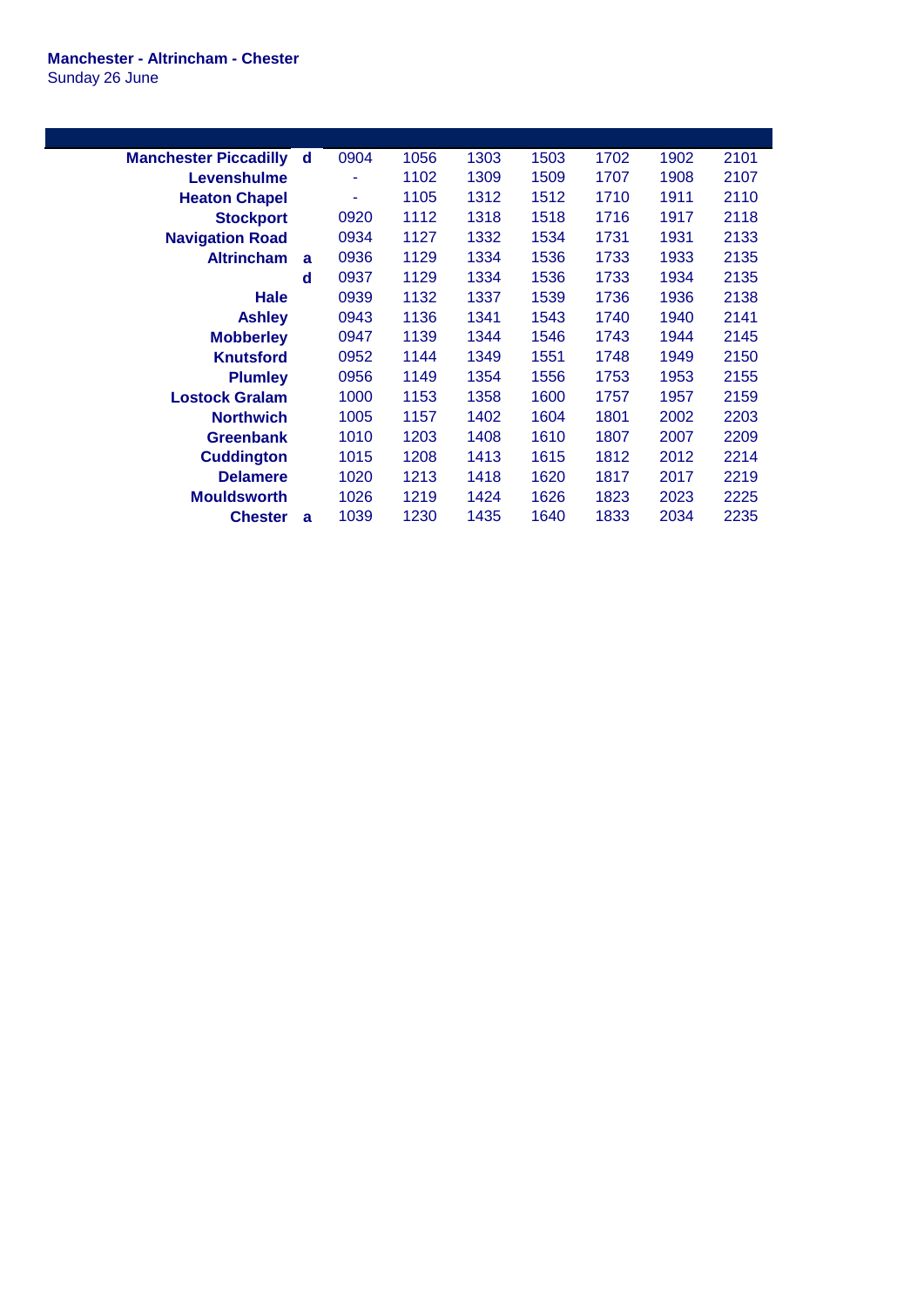**Manchester - Altrincham - Chester**
Sunday 26 June

| Station | | | | | | | | |
|---|---|---|---|---|---|---|---|---|
| Manchester Piccadilly | d | 0904 | 1056 | 1303 | 1503 | 1702 | 1902 | 2101 |
| Levenshulme | | - | 1102 | 1309 | 1509 | 1707 | 1908 | 2107 |
| Heaton Chapel | | - | 1105 | 1312 | 1512 | 1710 | 1911 | 2110 |
| Stockport | | 0920 | 1112 | 1318 | 1518 | 1716 | 1917 | 2118 |
| Navigation Road | | 0934 | 1127 | 1332 | 1534 | 1731 | 1931 | 2133 |
| Altrincham | a | 0936 | 1129 | 1334 | 1536 | 1733 | 1933 | 2135 |
| | d | 0937 | 1129 | 1334 | 1536 | 1733 | 1934 | 2135 |
| Hale | | 0939 | 1132 | 1337 | 1539 | 1736 | 1936 | 2138 |
| Ashley | | 0943 | 1136 | 1341 | 1543 | 1740 | 1940 | 2141 |
| Mobberley | | 0947 | 1139 | 1344 | 1546 | 1743 | 1944 | 2145 |
| Knutsford | | 0952 | 1144 | 1349 | 1551 | 1748 | 1949 | 2150 |
| Plumley | | 0956 | 1149 | 1354 | 1556 | 1753 | 1953 | 2155 |
| Lostock Gralam | | 1000 | 1153 | 1358 | 1600 | 1757 | 1957 | 2159 |
| Northwich | | 1005 | 1157 | 1402 | 1604 | 1801 | 2002 | 2203 |
| Greenbank | | 1010 | 1203 | 1408 | 1610 | 1807 | 2007 | 2209 |
| Cuddington | | 1015 | 1208 | 1413 | 1615 | 1812 | 2012 | 2214 |
| Delamere | | 1020 | 1213 | 1418 | 1620 | 1817 | 2017 | 2219 |
| Mouldsworth | | 1026 | 1219 | 1424 | 1626 | 1823 | 2023 | 2225 |
| Chester | a | 1039 | 1230 | 1435 | 1640 | 1833 | 2034 | 2235 |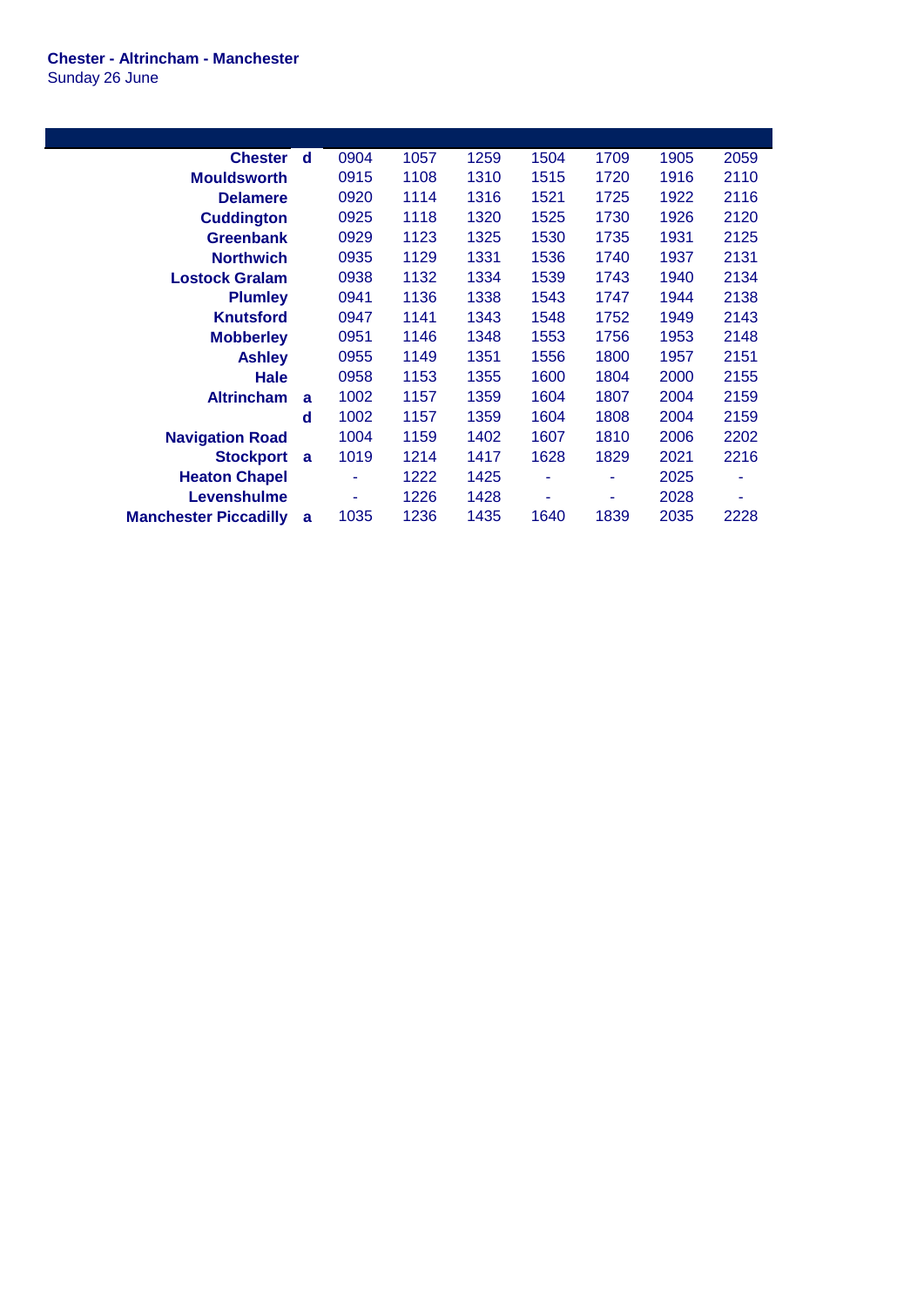**Chester - Altrincham - Manchester**

Sunday 26 June

| | | | | | | | | |
|---|---|---|---|---|---|---|---|---|
| **Chester** | **d** | 0904 | 1057 | 1259 | 1504 | 1709 | 1905 | 2059 |
| **Mouldsworth** | | 0915 | 1108 | 1310 | 1515 | 1720 | 1916 | 2110 |
| **Delamere** | | 0920 | 1114 | 1316 | 1521 | 1725 | 1922 | 2116 |
| **Cuddington** | | 0925 | 1118 | 1320 | 1525 | 1730 | 1926 | 2120 |
| **Greenbank** | | 0929 | 1123 | 1325 | 1530 | 1735 | 1931 | 2125 |
| **Northwich** | | 0935 | 1129 | 1331 | 1536 | 1740 | 1937 | 2131 |
| **Lostock Gralam** | | 0938 | 1132 | 1334 | 1539 | 1743 | 1940 | 2134 |
| **Plumley** | | 0941 | 1136 | 1338 | 1543 | 1747 | 1944 | 2138 |
| **Knutsford** | | 0947 | 1141 | 1343 | 1548 | 1752 | 1949 | 2143 |
| **Mobberley** | | 0951 | 1146 | 1348 | 1553 | 1756 | 1953 | 2148 |
| **Ashley** | | 0955 | 1149 | 1351 | 1556 | 1800 | 1957 | 2151 |
| **Hale** | | 0958 | 1153 | 1355 | 1600 | 1804 | 2000 | 2155 |
| **Altrincham** | **a** | 1002 | 1157 | 1359 | 1604 | 1807 | 2004 | 2159 |
| | **d** | 1002 | 1157 | 1359 | 1604 | 1808 | 2004 | 2159 |
| **Navigation Road** | | 1004 | 1159 | 1402 | 1607 | 1810 | 2006 | 2202 |
| **Stockport** | **a** | 1019 | 1214 | 1417 | 1628 | 1829 | 2021 | 2216 |
| **Heaton Chapel** | | - | 1222 | 1425 | - | - | 2025 | - |
| **Levenshulme** | | - | 1226 | 1428 | - | - | 2028 | - |
| **Manchester Piccadilly** | **a** | 1035 | 1236 | 1435 | 1640 | 1839 | 2035 | 2228 |